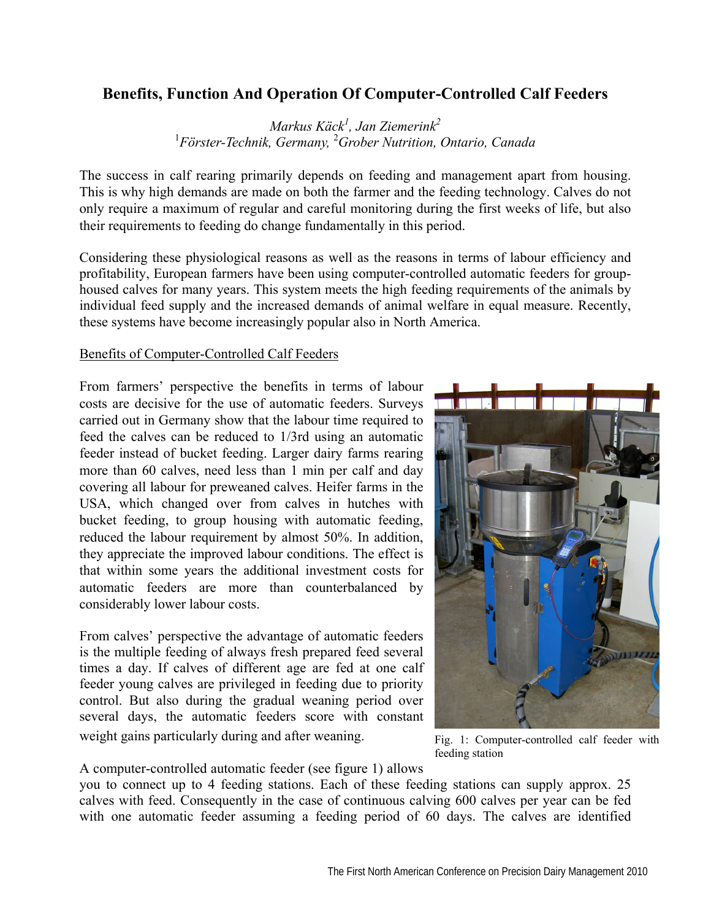# Benefits, Function And Operation Of Computer-Controlled Calf Feeders

*Markus Käck[1], Jan Ziemerink[2]*
[1]*Förster-Technik, Germany,* [2]*Grober Nutrition, Ontario, Canada*

The success in calf rearing primarily depends on feeding and management apart from housing. This is why high demands are made on both the farmer and the feeding technology. Calves do not only require a maximum of regular and careful monitoring during the first weeks of life, but also their requirements to feeding do change fundamentally in this period.

Considering these physiological reasons as well as the reasons in terms of labour efficiency and profitability, European farmers have been using computer-controlled automatic feeders for group-housed calves for many years. This system meets the high feeding requirements of the animals by individual feed supply and the increased demands of animal welfare in equal measure. Recently, these systems have become increasingly popular also in North America.

## Benefits of Computer-Controlled Calf Feeders

From farmers' perspective the benefits in terms of labour costs are decisive for the use of automatic feeders. Surveys carried out in Germany show that the labour time required to feed the calves can be reduced to 1/3rd using an automatic feeder instead of bucket feeding. Larger dairy farms rearing more than 60 calves, need less than 1 min per calf and day covering all labour for preweaned calves. Heifer farms in the USA, which changed over from calves in hutches with bucket feeding, to group housing with automatic feeding, reduced the labour requirement by almost 50%. In addition, they appreciate the improved labour conditions. The effect is that within some years the additional investment costs for automatic feeders are more than counterbalanced by considerably lower labour costs.

From calves' perspective the advantage of automatic feeders is the multiple feeding of always fresh prepared feed several times a day. If calves of different age are fed at one calf feeder young calves are privileged in feeding due to priority control. But also during the gradual weaning period over several days, the automatic feeders score with constant weight gains particularly during and after weaning.

Fig. 1: Computer-controlled calf feeder with feeding station

A computer-controlled automatic feeder (see figure 1) allows you to connect up to 4 feeding stations. Each of these feeding stations can supply approx. 25 calves with feed. Consequently in the case of continuous calving 600 calves per year can be fed with one automatic feeder assuming a feeding period of 60 days. The calves are identified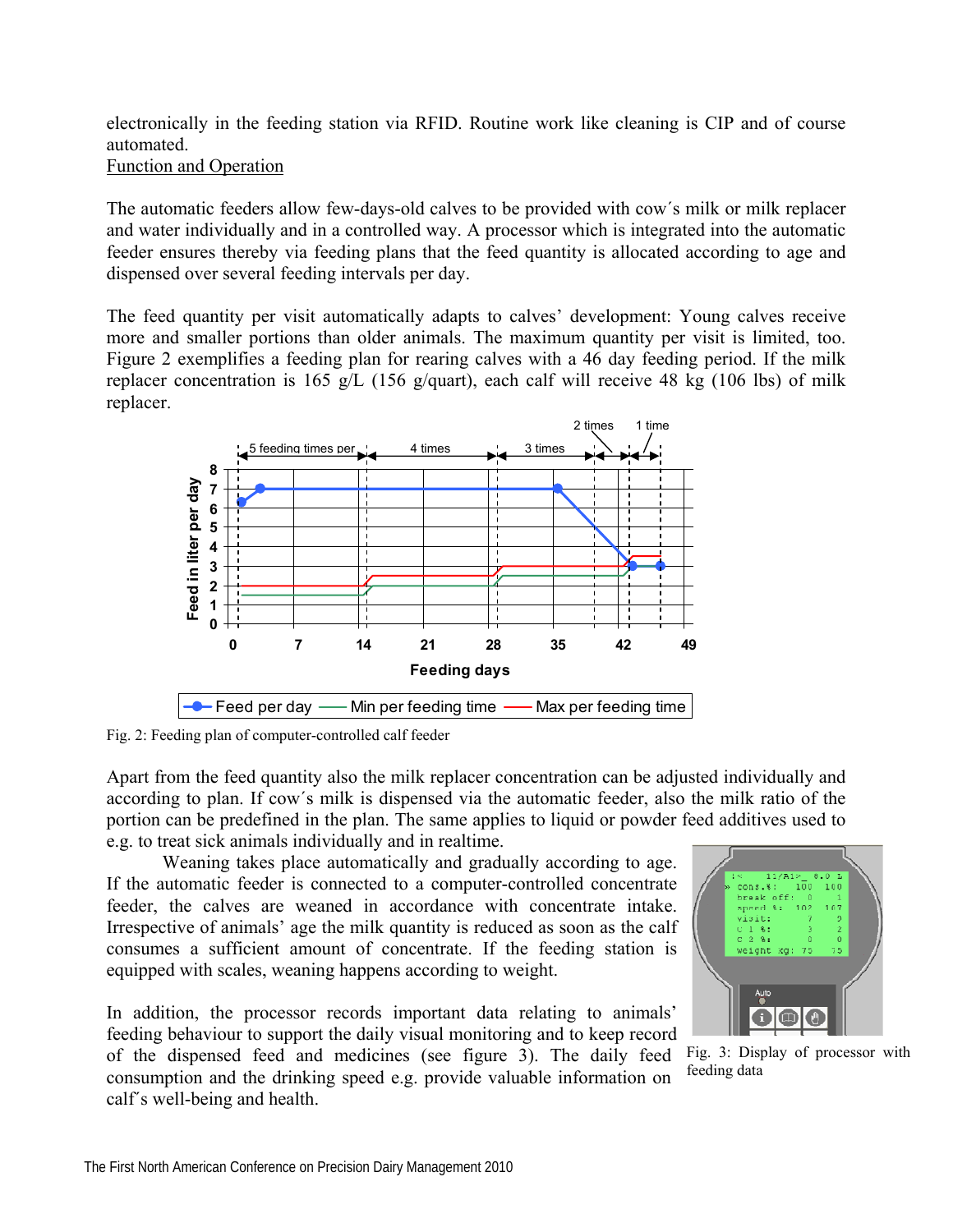electronically in the feeding station via RFID. Routine work like cleaning is CIP and of course automated.

Function and Operation

The automatic feeders allow few-days-old calves to be provided with cow´s milk or milk replacer and water individually and in a controlled way. A processor which is integrated into the automatic feeder ensures thereby via feeding plans that the feed quantity is allocated according to age and dispensed over several feeding intervals per day.

The feed quantity per visit automatically adapts to calves' development: Young calves receive more and smaller portions than older animals. The maximum quantity per visit is limited, too. Figure 2 exemplifies a feeding plan for rearing calves with a 46 day feeding period. If the milk replacer concentration is 165 g/L (156 g/quart), each calf will receive 48 kg (106 lbs) of milk replacer.

5 feeding times per
4 times
3 times
2 times
1 time
Feed in liter per day
8
7
6
5
4
3
2
1
0
0
7
14
21
28
35
42
49
Feeding days
Feed per day
Min per feeding time
Max per feeding time

Fig. 2: Feeding plan of computer-controlled calf feeder

Apart from the feed quantity also the milk replacer concentration can be adjusted individually and according to plan. If cow´s milk is dispensed via the automatic feeder, also the milk ratio of the portion can be predefined in the plan. The same applies to liquid or powder feed additives used to e.g. to treat sick animals individually and in realtime.

Weaning takes place automatically and gradually according to age. If the automatic feeder is connected to a computer-controlled concentrate feeder, the calves are weaned in accordance with concentrate intake. Irrespective of animals' age the milk quantity is reduced as soon as the calf consumes a sufficient amount of concentrate. If the feeding station is equipped with scales, weaning happens according to weight.

In addition, the processor records important data relating to animals' feeding behaviour to support the daily visual monitoring and to keep record of the dispensed feed and medicines (see figure 3). The daily feed consumption and the drinking speed e.g. provide valuable information on calf´s well-being and health.

Fig. 3: Display of processor with feeding data